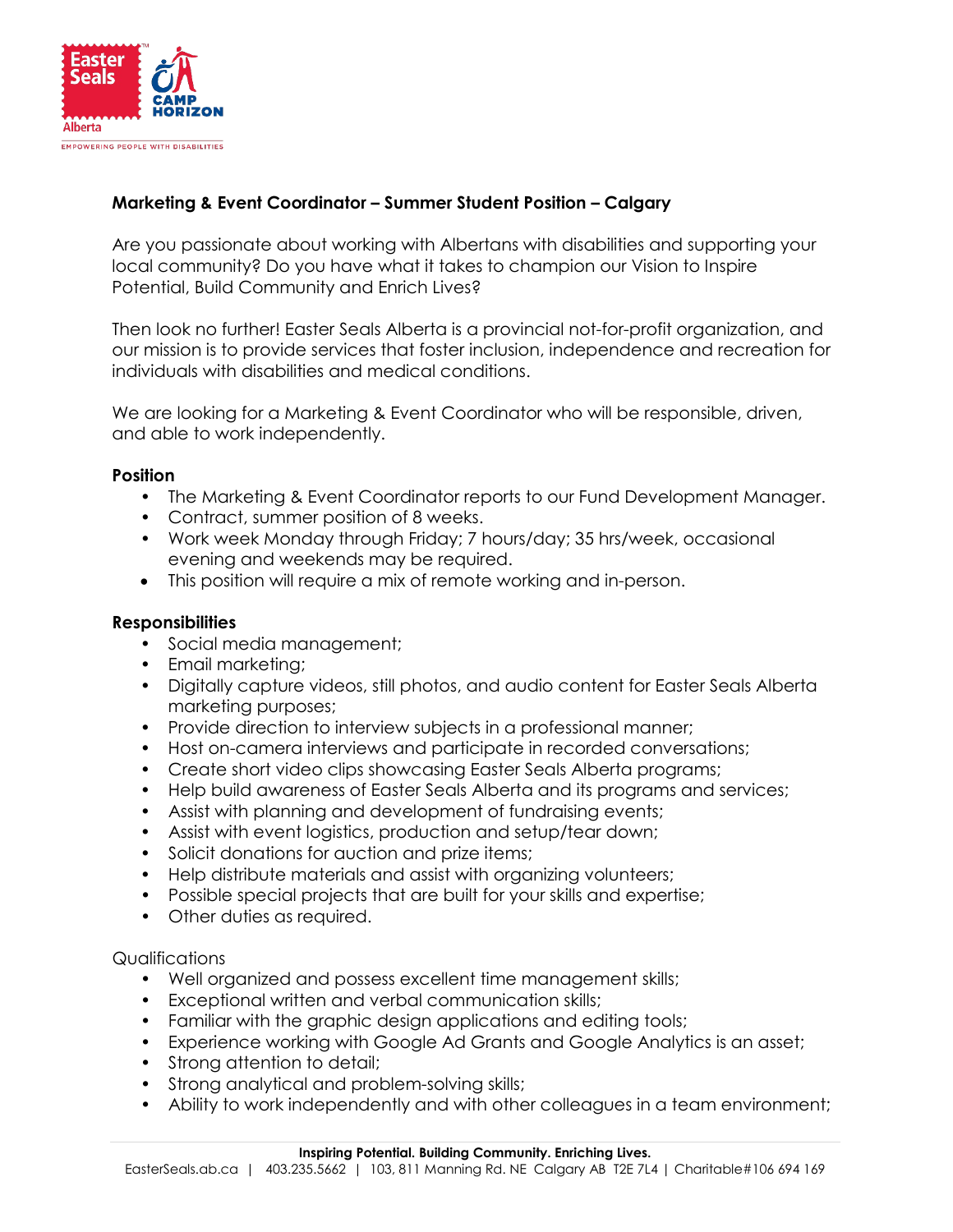## Marketing & Event Coordinator – Summer Student Position – Calgary

Are you passionate about working with Albertans with disabilities and supporting your local community? Do you have what it takes to champion our Vision to Inspire Potential, Build Community and Enrich Lives?

Then look no further! Easter Seals Alberta is a provincial not-for-profit organization, and our mission is to provide services that foster inclusion, independence and recreation for individuals with disabilities and medical conditions.

We are looking for a Marketing & Event Coordinator who will be responsible, driven, and able to work independently.

### Position

- The Marketing & Event Coordinator reports to our Fund Development Manager.
- Contract, summer position of 8 weeks.
- Work week Monday through Friday; 7 hours/day; 35 hrs/week, occasional evening and weekends may be required.
- This position will require a mix of remote working and in-person.

### Responsibilities

- Social media management;
- Email marketing;
- Digitally capture videos, still photos, and audio content for Easter Seals Alberta marketing purposes;
- Provide direction to interview subjects in a professional manner;
- Host on-camera interviews and participate in recorded conversations;
- Create short video clips showcasing Easter Seals Alberta programs;
- Help build awareness of Easter Seals Alberta and its programs and services;
- Assist with planning and development of fundraising events;
- Assist with event logistics, production and setup/tear down;
- Solicit donations for auction and prize items;
- Help distribute materials and assist with organizing volunteers;
- Possible special projects that are built for your skills and expertise;
- Other duties as required.

Qualifications

- Well organized and possess excellent time management skills;
- Exceptional written and verbal communication skills;
- Familiar with the graphic design applications and editing tools;
- Experience working with Google Ad Grants and Google Analytics is an asset;
- Strong attention to detail;
- Strong analytical and problem-solving skills;
- Ability to work independently and with other colleagues in a team environment;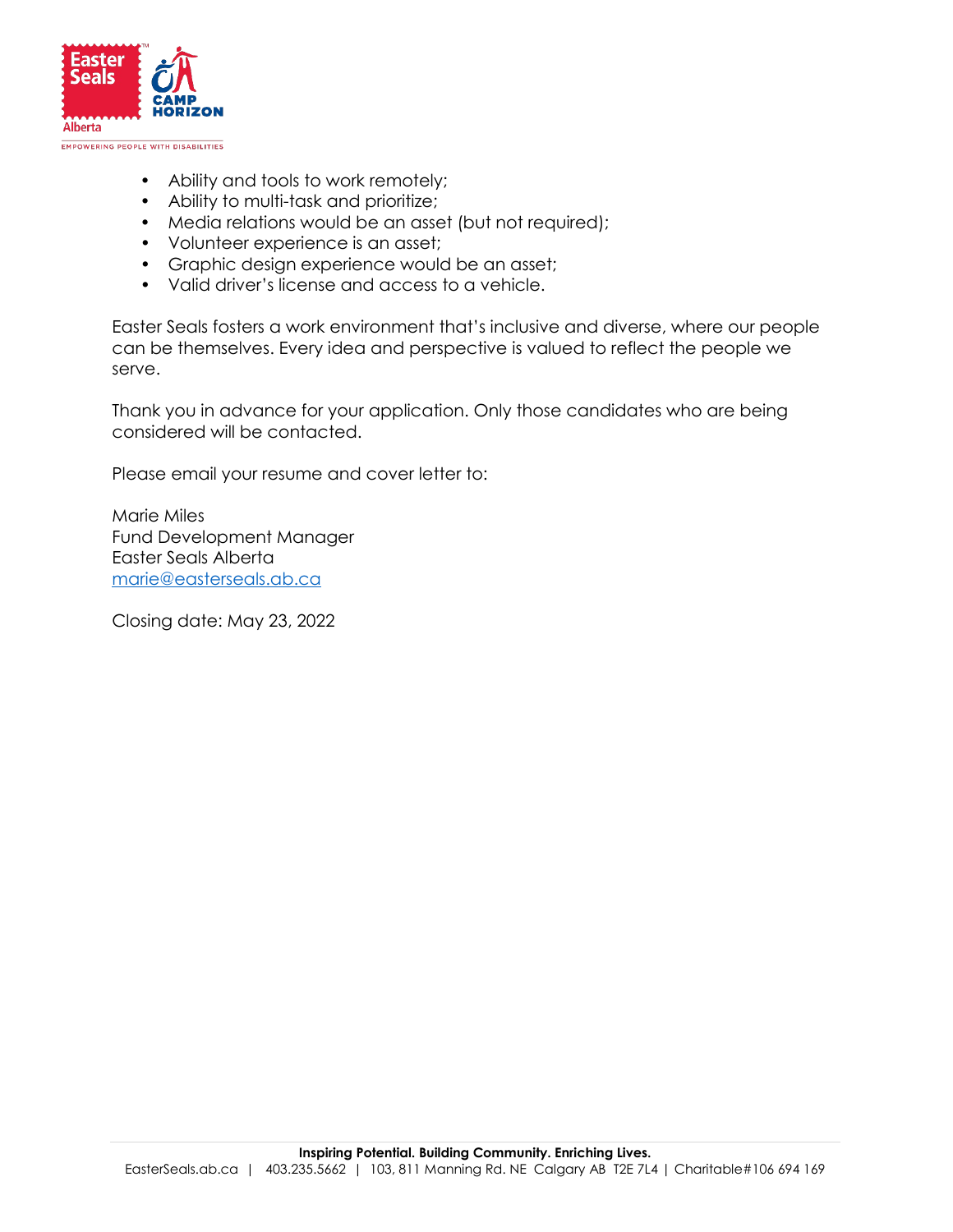- Ability and tools to work remotely;
- Ability to multi-task and prioritize;
- Media relations would be an asset (but not required);
- Volunteer experience is an asset;
- Graphic design experience would be an asset;
- Valid driver's license and access to a vehicle.

Easter Seals fosters a work environment that's inclusive and diverse, where our people can be themselves. Every idea and perspective is valued to reflect the people we serve.

Thank you in advance for your application. Only those candidates who are being considered will be contacted.

Please email your resume and cover letter to:

Marie Miles
Fund Development Manager
Easter Seals Alberta
marie@easterseals.ab.ca

Closing date: May 23, 2022